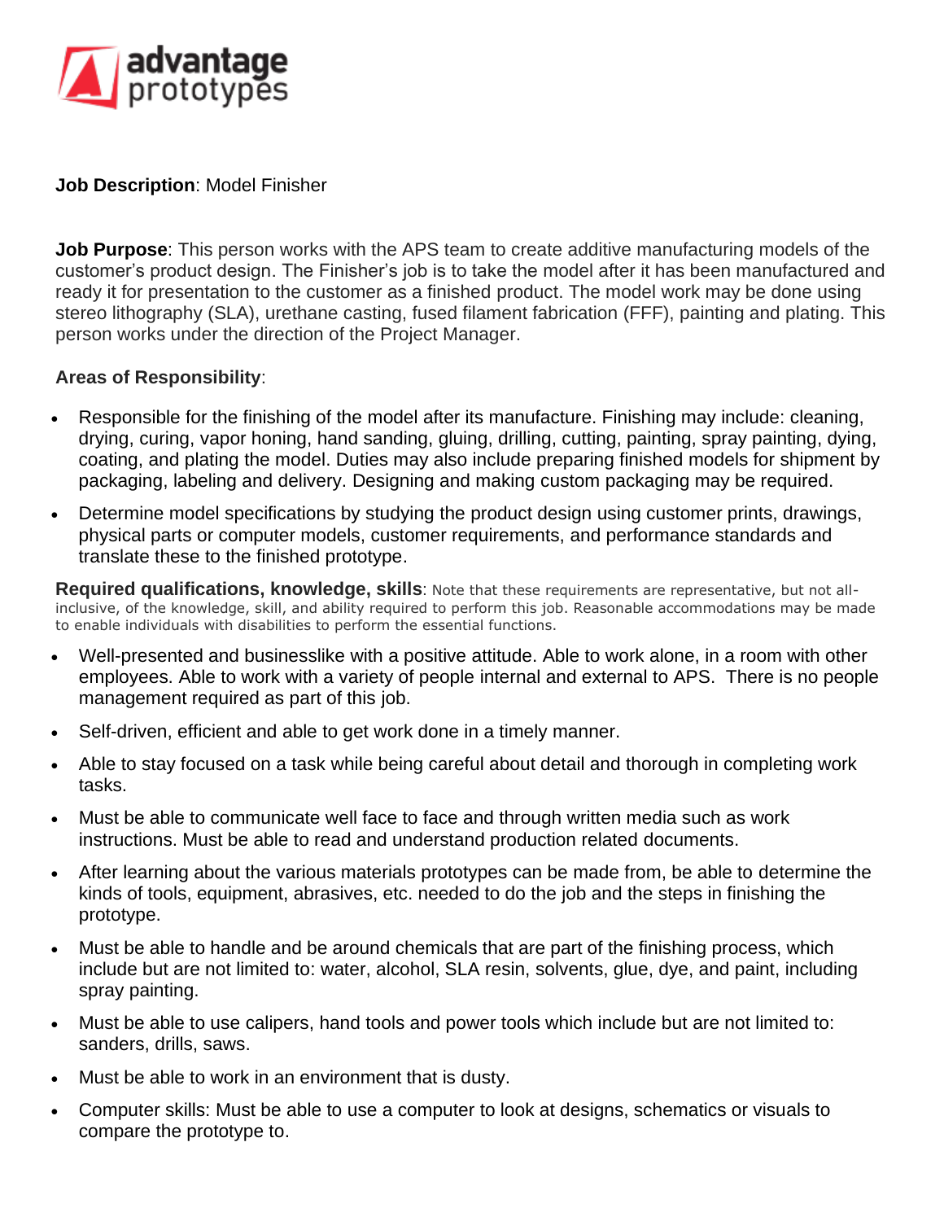advantage prototypes

**Job Description**: Model Finisher

**Job Purpose**: This person works with the APS team to create additive manufacturing models of the customer's product design. The Finisher's job is to take the model after it has been manufactured and ready it for presentation to the customer as a finished product. The model work may be done using stereo lithography (SLA), urethane casting, fused filament fabrication (FFF), painting and plating. This person works under the direction of the Project Manager.

**Areas of Responsibility**:

- Responsible for the finishing of the model after its manufacture. Finishing may include: cleaning, drying, curing, vapor honing, hand sanding, gluing, drilling, cutting, painting, spray painting, dying, coating, and plating the model. Duties may also include preparing finished models for shipment by packaging, labeling and delivery. Designing and making custom packaging may be required.
- Determine model specifications by studying the product design using customer prints, drawings, physical parts or computer models, customer requirements, and performance standards and translate these to the finished prototype.

**Required qualifications, knowledge, skills**: Note that these requirements are representative, but not all-inclusive, of the knowledge, skill, and ability required to perform this job. Reasonable accommodations may be made to enable individuals with disabilities to perform the essential functions.

- Well-presented and businesslike with a positive attitude. Able to work alone, in a room with other employees. Able to work with a variety of people internal and external to APS. There is no people management required as part of this job.
- Self-driven, efficient and able to get work done in a timely manner.
- Able to stay focused on a task while being careful about detail and thorough in completing work tasks.
- Must be able to communicate well face to face and through written media such as work instructions. Must be able to read and understand production related documents.
- After learning about the various materials prototypes can be made from, be able to determine the kinds of tools, equipment, abrasives, etc. needed to do the job and the steps in finishing the prototype.
- Must be able to handle and be around chemicals that are part of the finishing process, which include but are not limited to: water, alcohol, SLA resin, solvents, glue, dye, and paint, including spray painting.
- Must be able to use calipers, hand tools and power tools which include but are not limited to: sanders, drills, saws.
- Must be able to work in an environment that is dusty.
- Computer skills: Must be able to use a computer to look at designs, schematics or visuals to compare the prototype to.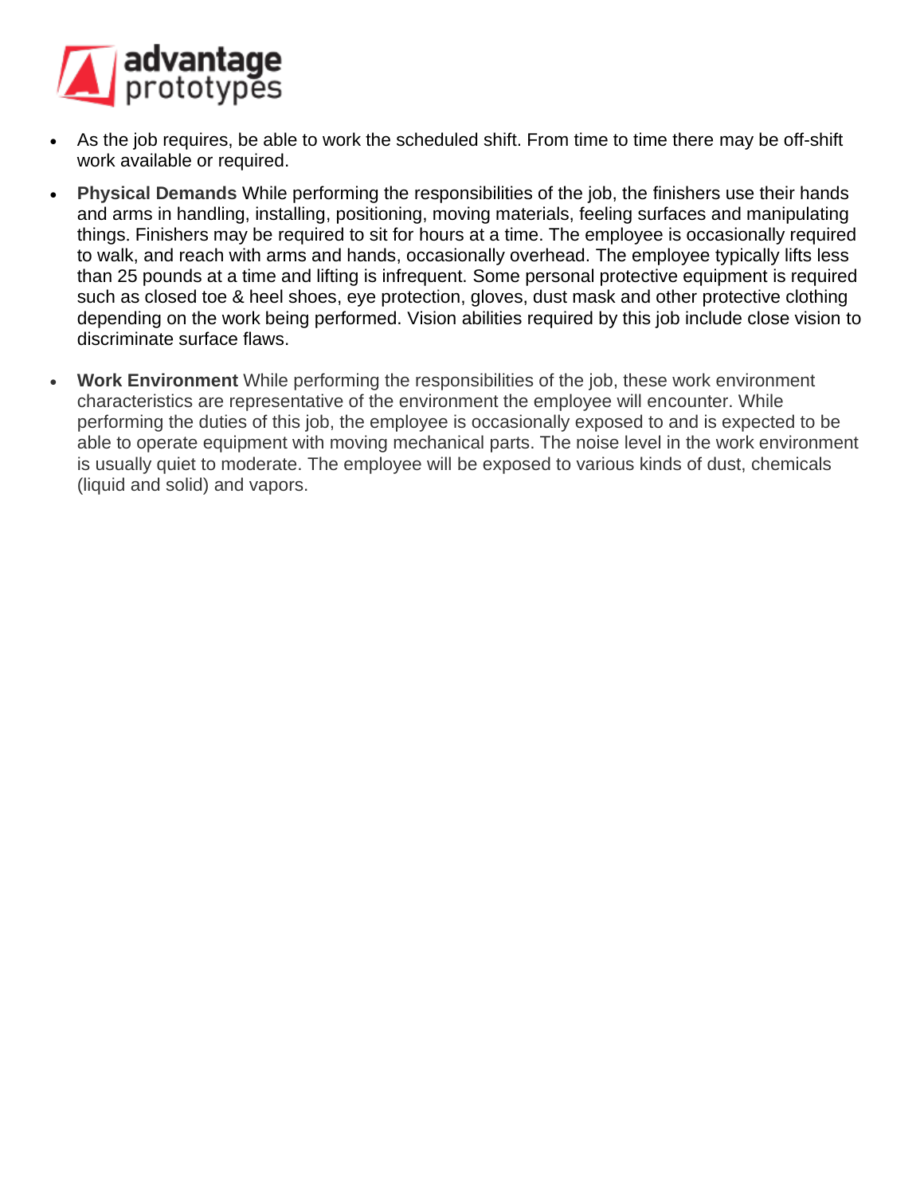- As the job requires, be able to work the scheduled shift. From time to time there may be off-shift work available or required.
- **Physical Demands** While performing the responsibilities of the job, the finishers use their hands and arms in handling, installing, positioning, moving materials, feeling surfaces and manipulating things. Finishers may be required to sit for hours at a time. The employee is occasionally required to walk, and reach with arms and hands, occasionally overhead. The employee typically lifts less than 25 pounds at a time and lifting is infrequent. Some personal protective equipment is required such as closed toe & heel shoes, eye protection, gloves, dust mask and other protective clothing depending on the work being performed. Vision abilities required by this job include close vision to discriminate surface flaws.
- **Work Environment** While performing the responsibilities of the job, these work environment characteristics are representative of the environment the employee will encounter. While performing the duties of this job, the employee is occasionally exposed to and is expected to be able to operate equipment with moving mechanical parts. The noise level in the work environment is usually quiet to moderate. The employee will be exposed to various kinds of dust, chemicals (liquid and solid) and vapors.